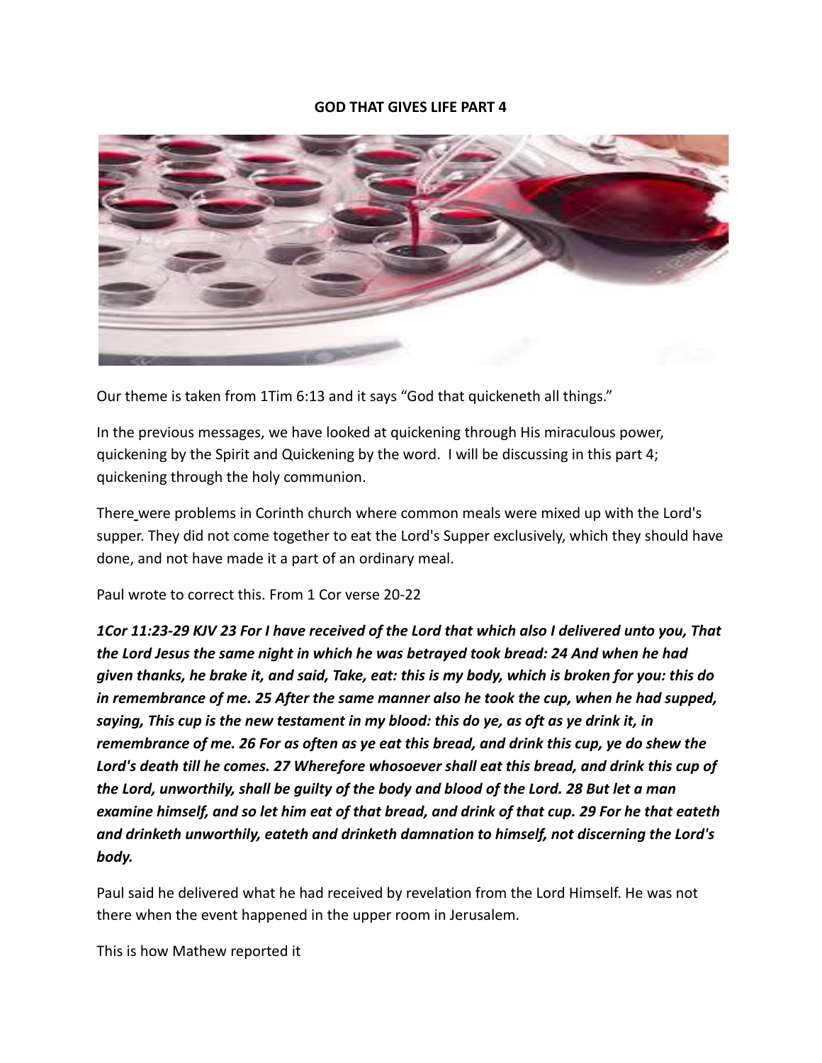**GOD THAT GIVES LIFE PART 4**

Our theme is taken from 1Tim 6:13 and it says "God that quickeneth all things."

In the previous messages, we have looked at quickening through His miraculous power, quickening by the Spirit and Quickening by the word. I will be discussing in this part 4; quickening through the holy communion.

There were problems in Corinth church where common meals were mixed up with the Lord's supper. They did not come together to eat the Lord's Supper exclusively, which they should have done, and not have made it a part of an ordinary meal.

Paul wrote to correct this. From 1 Cor verse 20-22

***1Cor 11:23-29 KJV 23 For I have received of the Lord that which also I delivered unto you, That the Lord Jesus the same night in which he was betrayed took bread: 24 And when he had given thanks, he brake it, and said, Take, eat: this is my body, which is broken for you: this do in remembrance of me. 25 After the same manner also he took the cup, when he had supped, saying, This cup is the new testament in my blood: this do ye, as oft as ye drink it, in remembrance of me. 26 For as often as ye eat this bread, and drink this cup, ye do shew the Lord's death till he comes. 27 Wherefore whosoever shall eat this bread, and drink this cup of the Lord, unworthily, shall be guilty of the body and blood of the Lord. 28 But let a man examine himself, and so let him eat of that bread, and drink of that cup. 29 For he that eateth and drinketh unworthily, eateth and drinketh damnation to himself, not discerning the Lord's body.***

Paul said he delivered what he had received by revelation from the Lord Himself. He was not there when the event happened in the upper room in Jerusalem.

This is how Mathew reported it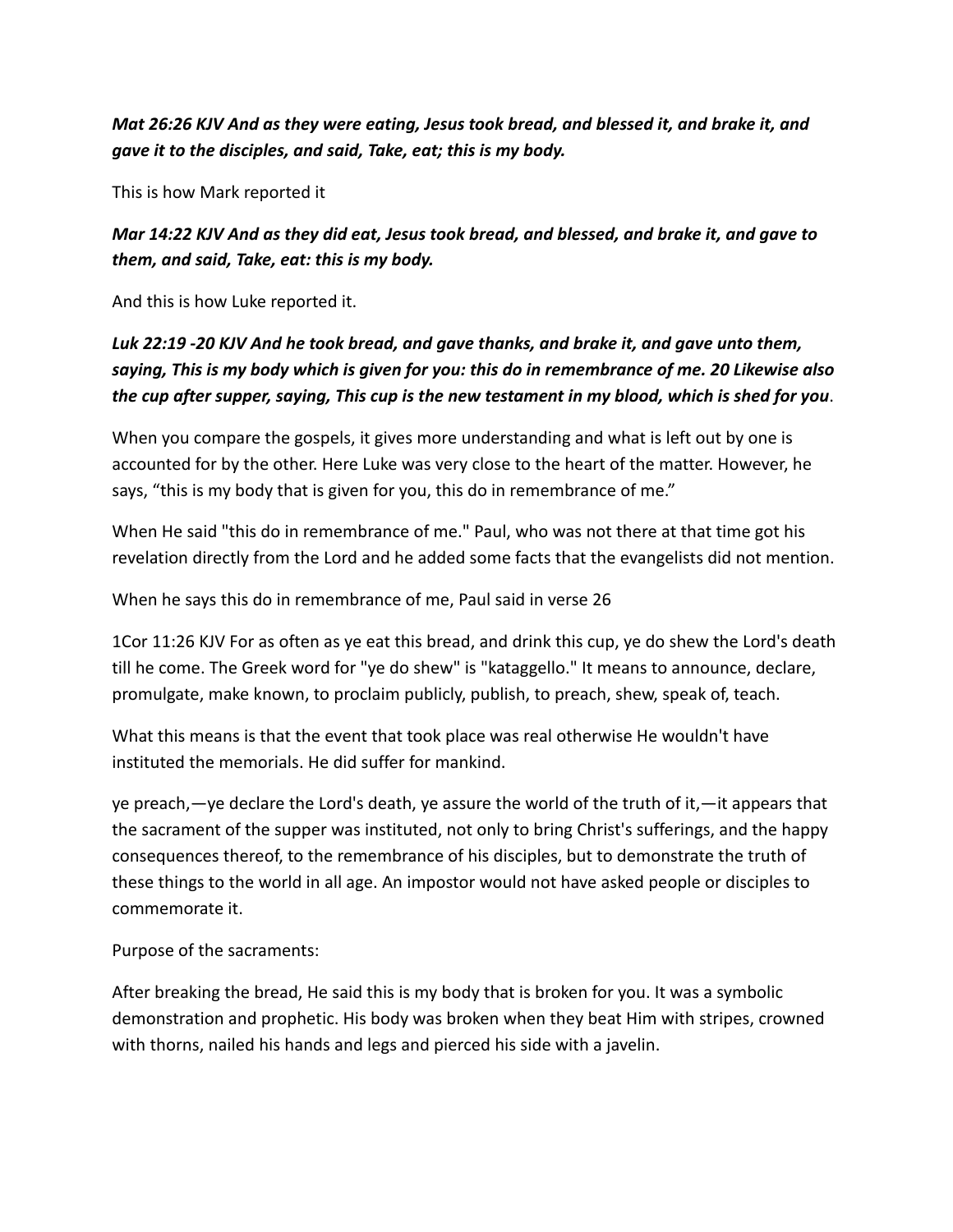***Mat 26:26 KJV And as they were eating, Jesus took bread, and blessed it, and brake it, and gave it to the disciples, and said, Take, eat; this is my body.***

This is how Mark reported it

***Mar 14:22 KJV And as they did eat, Jesus took bread, and blessed, and brake it, and gave to them, and said, Take, eat: this is my body.***

And this is how Luke reported it.

***Luk 22:19 -20 KJV And he took bread, and gave thanks, and brake it, and gave unto them, saying, This is my body which is given for you: this do in remembrance of me. 20 Likewise also the cup after supper, saying, This cup is the new testament in my blood, which is shed for you***.

When you compare the gospels, it gives more understanding and what is left out by one is accounted for by the other. Here Luke was very close to the heart of the matter. However, he says, "this is my body that is given for you, this do in remembrance of me."

When He said "this do in remembrance of me." Paul, who was not there at that time got his revelation directly from the Lord and he added some facts that the evangelists did not mention.

When he says this do in remembrance of me, Paul said in verse 26

1Cor 11:26 KJV For as often as ye eat this bread, and drink this cup, ye do shew the Lord's death till he come. The Greek word for "ye do shew" is "kataggello." It means to announce, declare, promulgate, make known, to proclaim publicly, publish, to preach, shew, speak of, teach.

What this means is that the event that took place was real otherwise He wouldn't have instituted the memorials. He did suffer for mankind.

ye preach,—ye declare the Lord's death, ye assure the world of the truth of it,—it appears that the sacrament of the supper was instituted, not only to bring Christ's sufferings, and the happy consequences thereof, to the remembrance of his disciples, but to demonstrate the truth of these things to the world in all age. An impostor would not have asked people or disciples to commemorate it.

Purpose of the sacraments:

After breaking the bread, He said this is my body that is broken for you. It was a symbolic demonstration and prophetic. His body was broken when they beat Him with stripes, crowned with thorns, nailed his hands and legs and pierced his side with a javelin.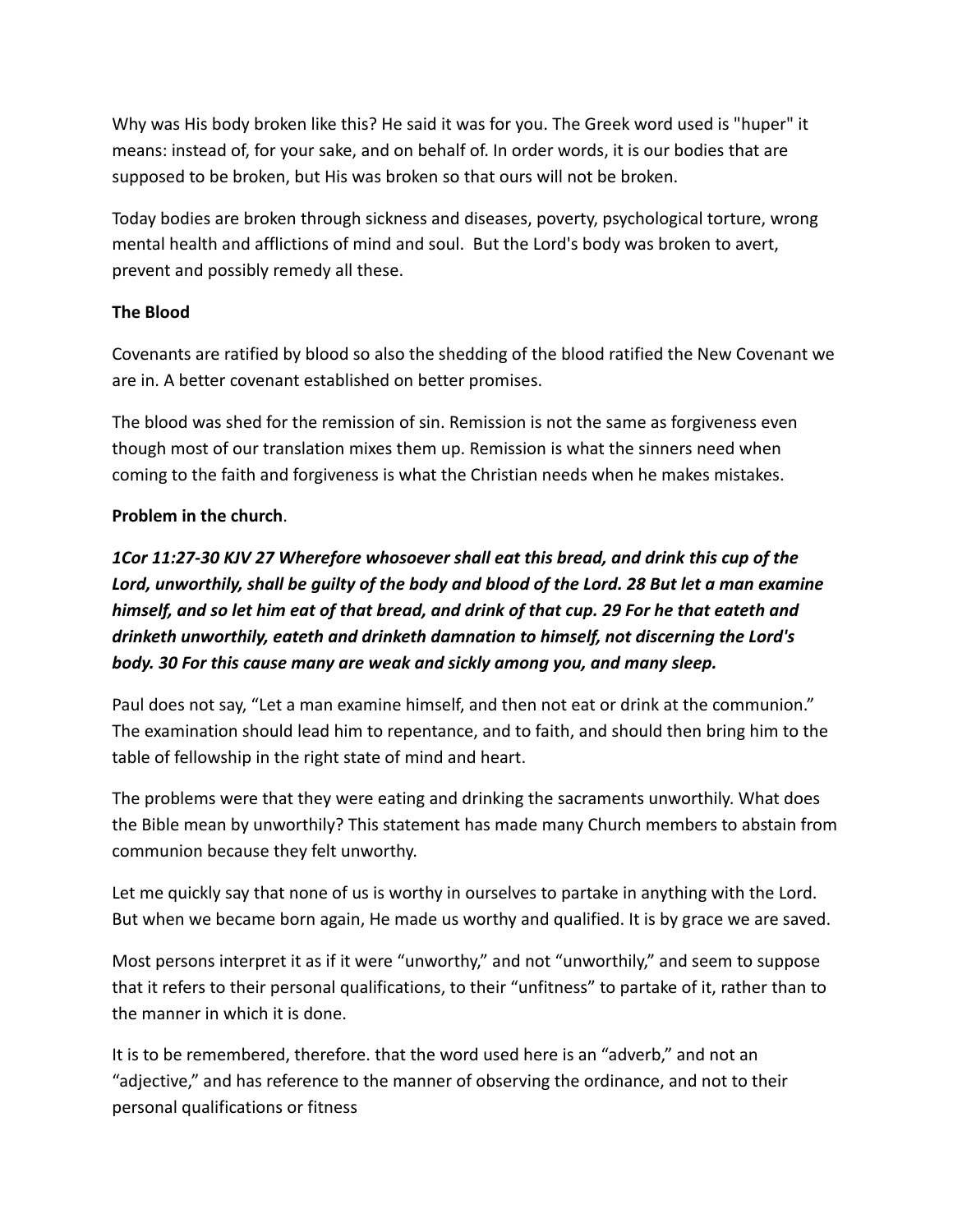Why was His body broken like this? He said it was for you. The Greek word used is "huper" it means: instead of, for your sake, and on behalf of. In order words, it is our bodies that are supposed to be broken, but His was broken so that ours will not be broken.

Today bodies are broken through sickness and diseases, poverty, psychological torture, wrong mental health and afflictions of mind and soul. But the Lord's body was broken to avert, prevent and possibly remedy all these.

**The Blood**

Covenants are ratified by blood so also the shedding of the blood ratified the New Covenant we are in. A better covenant established on better promises.

The blood was shed for the remission of sin. Remission is not the same as forgiveness even though most of our translation mixes them up. Remission is what the sinners need when coming to the faith and forgiveness is what the Christian needs when he makes mistakes.

**Problem in the church**.

***1Cor 11:27-30 KJV 27 Wherefore whosoever shall eat this bread, and drink this cup of the Lord, unworthily, shall be guilty of the body and blood of the Lord. 28 But let a man examine himself, and so let him eat of that bread, and drink of that cup. 29 For he that eateth and drinketh unworthily, eateth and drinketh damnation to himself, not discerning the Lord's body. 30 For this cause many are weak and sickly among you, and many sleep.***

Paul does not say, “Let a man examine himself, and then not eat or drink at the communion.” The examination should lead him to repentance, and to faith, and should then bring him to the table of fellowship in the right state of mind and heart.

The problems were that they were eating and drinking the sacraments unworthily. What does the Bible mean by unworthily? This statement has made many Church members to abstain from communion because they felt unworthy.

Let me quickly say that none of us is worthy in ourselves to partake in anything with the Lord. But when we became born again, He made us worthy and qualified. It is by grace we are saved.

Most persons interpret it as if it were “unworthy,” and not “unworthily,” and seem to suppose that it refers to their personal qualifications, to their “unfitness” to partake of it, rather than to the manner in which it is done.

It is to be remembered, therefore. that the word used here is an “adverb,” and not an “adjective,” and has reference to the manner of observing the ordinance, and not to their personal qualifications or fitness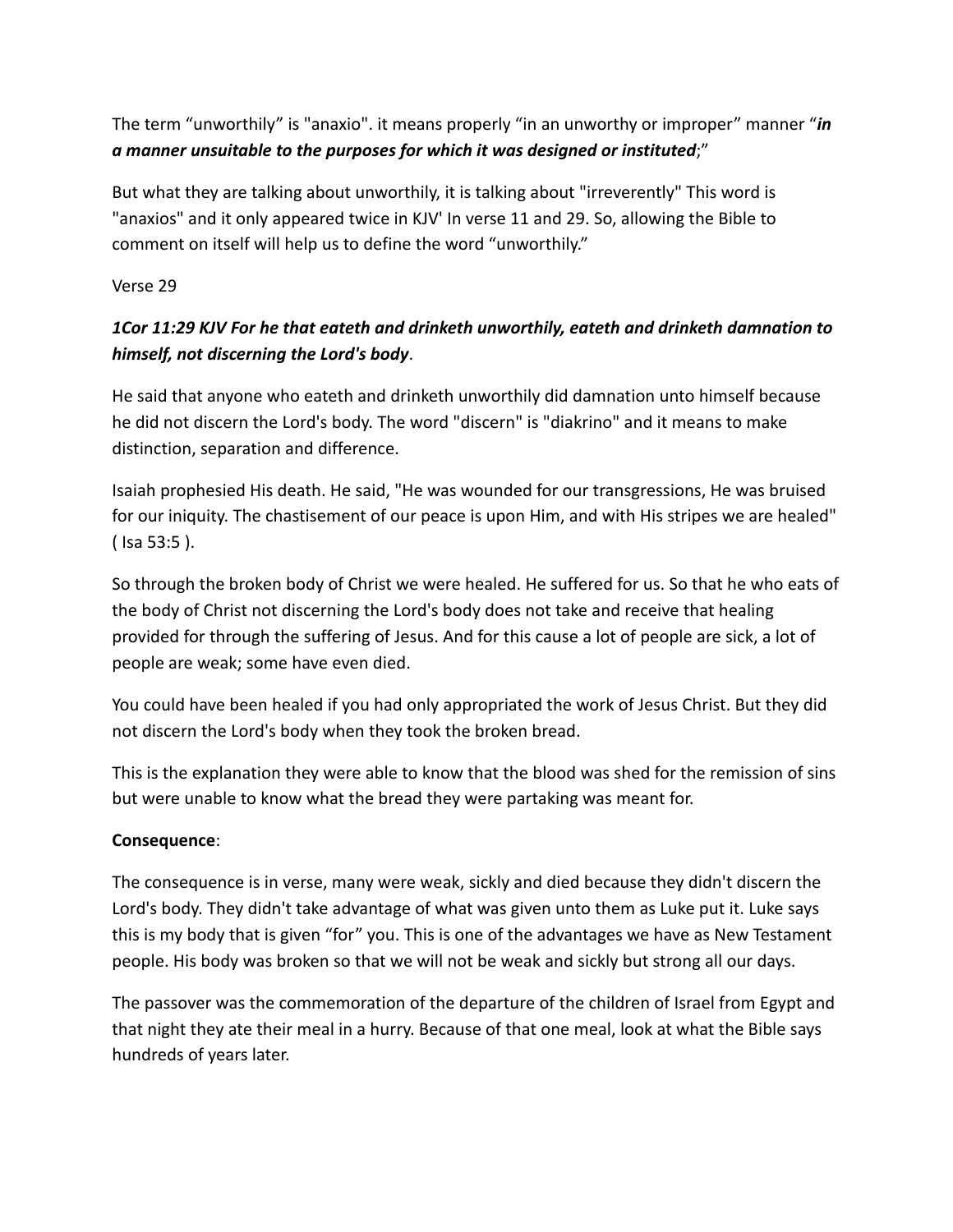The term "unworthily" is "anaxio". it means properly "in an unworthy or improper" manner "***in a manner unsuitable to the purposes for which it was designed or instituted***;"

But what they are talking about unworthily, it is talking about "irreverently" This word is "anaxios" and it only appeared twice in KJV' In verse 11 and 29. So, allowing the Bible to comment on itself will help us to define the word "unworthily."

Verse 29

***1Cor 11:29 KJV For he that eateth and drinketh unworthily, eateth and drinketh damnation to himself, not discerning the Lord's body***.

He said that anyone who eateth and drinketh unworthily did damnation unto himself because he did not discern the Lord's body. The word "discern" is "diakrino" and it means to make distinction, separation and difference.

Isaiah prophesied His death. He said, "He was wounded for our transgressions, He was bruised for our iniquity. The chastisement of our peace is upon Him, and with His stripes we are healed" ( Isa 53:5 ).

So through the broken body of Christ we were healed. He suffered for us. So that he who eats of the body of Christ not discerning the Lord's body does not take and receive that healing provided for through the suffering of Jesus. And for this cause a lot of people are sick, a lot of people are weak; some have even died.

You could have been healed if you had only appropriated the work of Jesus Christ. But they did not discern the Lord's body when they took the broken bread.

This is the explanation they were able to know that the blood was shed for the remission of sins but were unable to know what the bread they were partaking was meant for.

**Consequence**:

The consequence is in verse, many were weak, sickly and died because they didn't discern the Lord's body. They didn't take advantage of what was given unto them as Luke put it. Luke says this is my body that is given "for" you. This is one of the advantages we have as New Testament people. His body was broken so that we will not be weak and sickly but strong all our days.

The passover was the commemoration of the departure of the children of Israel from Egypt and that night they ate their meal in a hurry. Because of that one meal, look at what the Bible says hundreds of years later.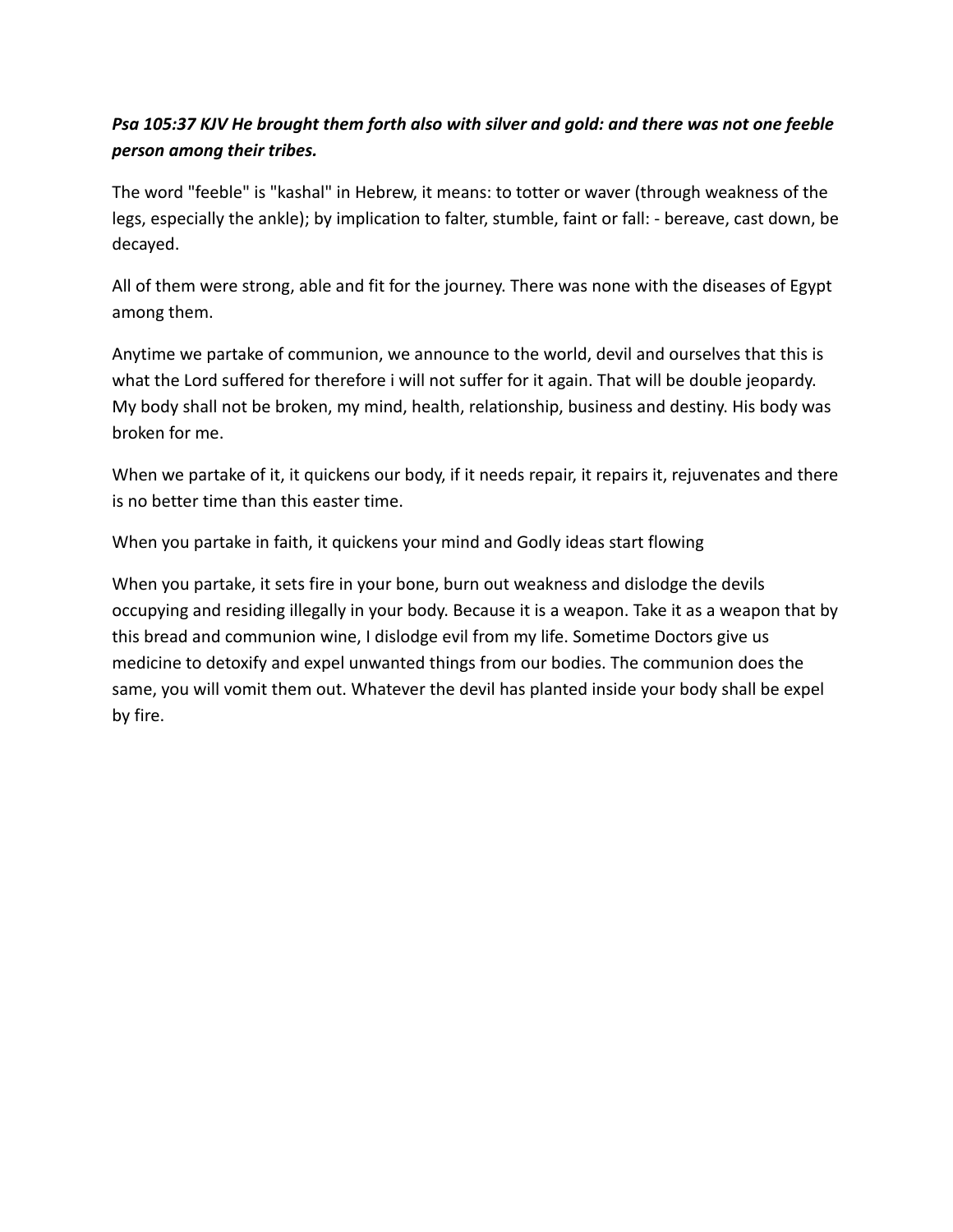***Psa 105:37 KJV He brought them forth also with silver and gold: and there was not one feeble person among their tribes.***

The word "feeble" is "kashal" in Hebrew, it means: to totter or waver (through weakness of the legs, especially the ankle); by implication to falter, stumble, faint or fall: - bereave, cast down, be decayed.

All of them were strong, able and fit for the journey. There was none with the diseases of Egypt among them.

Anytime we partake of communion, we announce to the world, devil and ourselves that this is what the Lord suffered for therefore i will not suffer for it again. That will be double jeopardy. My body shall not be broken, my mind, health, relationship, business and destiny. His body was broken for me.

When we partake of it, it quickens our body, if it needs repair, it repairs it, rejuvenates and there is no better time than this easter time.

When you partake in faith, it quickens your mind and Godly ideas start flowing

When you partake, it sets fire in your bone, burn out weakness and dislodge the devils occupying and residing illegally in your body. Because it is a weapon. Take it as a weapon that by this bread and communion wine, I dislodge evil from my life. Sometime Doctors give us medicine to detoxify and expel unwanted things from our bodies. The communion does the same, you will vomit them out. Whatever the devil has planted inside your body shall be expel by fire.